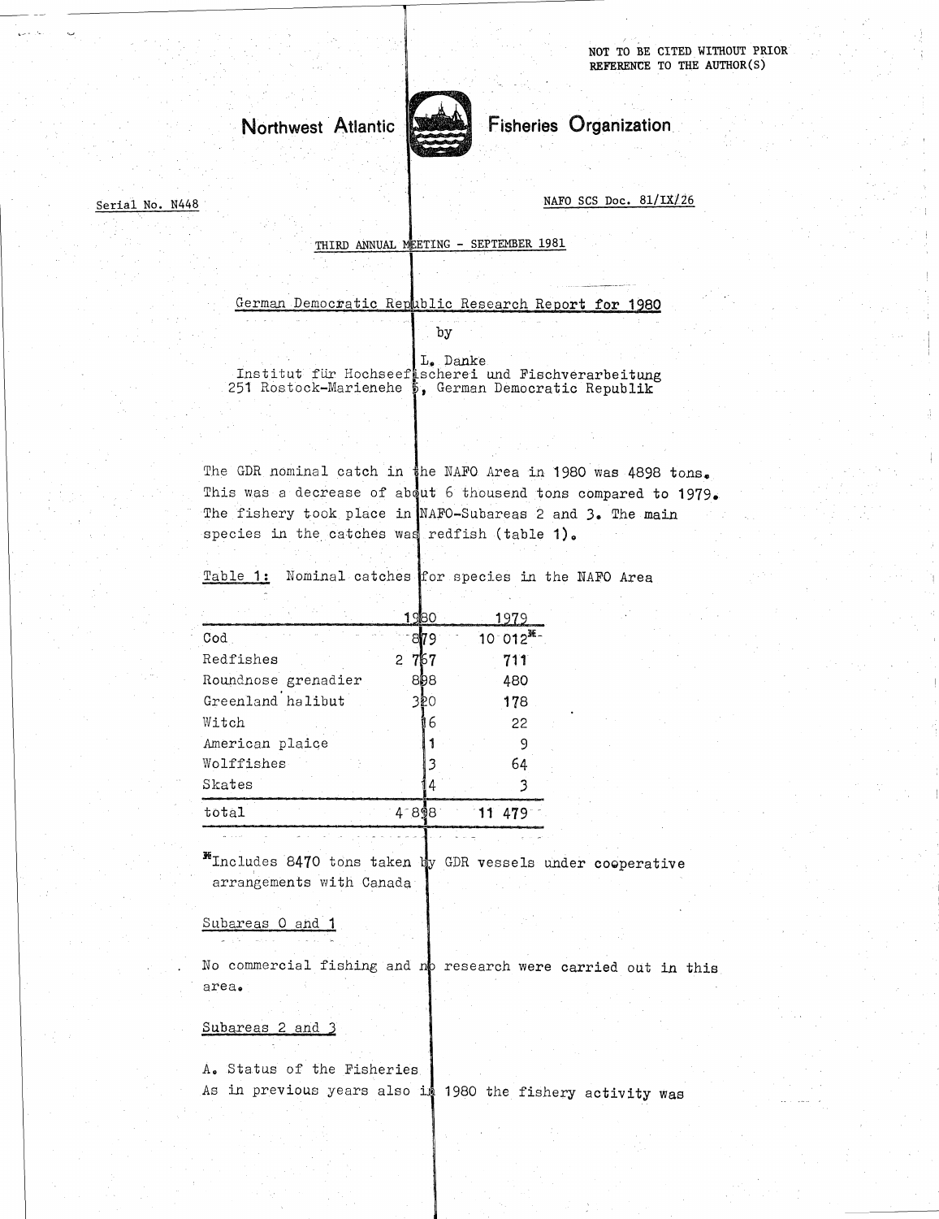NOT TO BE CITED WITHOUT PRIOR REFERENCE TO THE AUTHOR(S)

Northwest Atlantic Fisheries Organization

Serial No. N448

NAFO SCS Doc. 81/IX/26

THIRD ANNUAL MEETING - SEPTEMBER 1981

# German Democratic Republic Research Report for 1980

by

L. Danke
Institut für Hochseefischerei und Fischverarbeitung
251 Rostock-Marienehe 5, German Democratic Republik

The GDR nominal catch in the NAFO Area in 1980 was 4898 tons. This was a decrease of about 6 thousend tons compared to 1979. The fishery took place in NAFO-Subareas 2 and 3. The main species in the catches was redfish (table 1).

Table 1: Nominal catches for species in the NAFO Area

| | 1980 | 1979 |
|---|---|---|
| Cod | 879 | 10 012* |
| Redfishes | 2 767 | 711 |
| Roundnose grenadier | 898 | 480 |
| Greenland halibut | 320 | 178 |
| Witch | 16 | 22 |
| American plaice | 1 | 9 |
| Wolffishes | 3 | 64 |
| Skates | 14 | 3 |
| total | 4 898 | 11 479 |

*Includes 8470 tons taken by GDR vessels under cooperative arrangements with Canada

## Subareas 0 and 1

No commercial fishing and no research were carried out in this area.

## Subareas 2 and 3

A. Status of the Fisheries

As in previous years also in 1980 the fishery activity was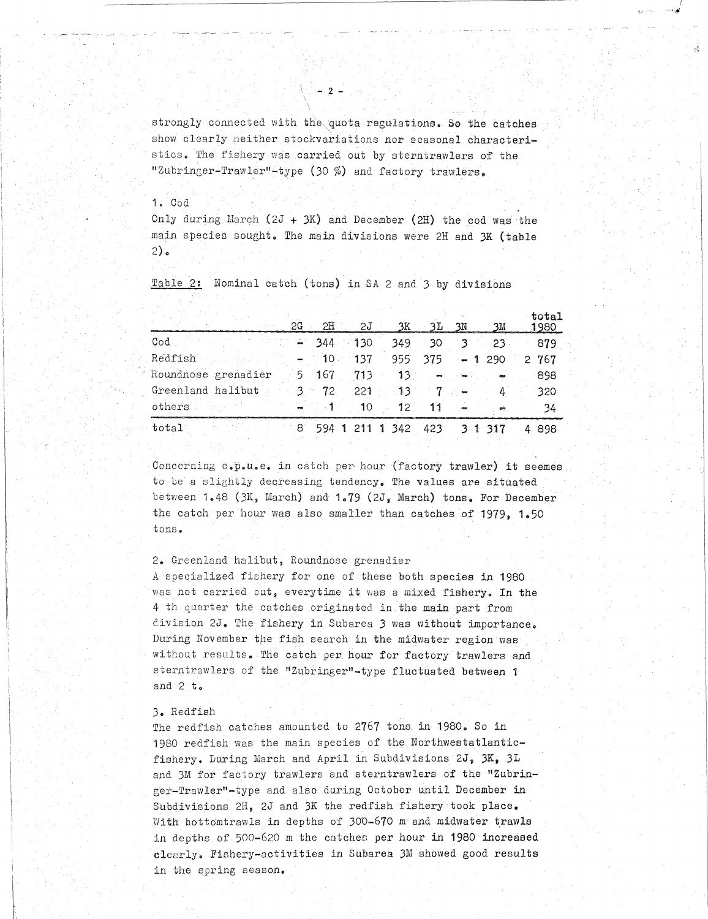strongly connected with the quota regulations. So the catches show clearly neither stockvariations nor seasonal characteristics. The fishery was carried out by sterntrawlers of the "Zubringer-Trawler"-type (30 %) and factory trawlers.

1. Cod

Only during March (2J + 3K) and December (2H) the cod was the main species sought. The main divisions were 2H and 3K (table 2).

Table 2: Nominal catch (tons) in SA 2 and 3 by divisions

| | 2G | 2H | 2J | 3K | 3L | 3N | 3M | total 1980 |
|---|---|---|---|---|---|---|---|---|
| Cod | - | 344 | 130 | 349 | 30 | 3 | 23 | 879 |
| Redfish | - | 10 | 137 | 955 | 375 | - | 1 290 | 2 767 |
| Roundnose grenadier | 5 | 167 | 713 | 13 | - | - | - | 898 |
| Greenland halibut | 3 | 72 | 221 | 13 | 7 | - | 4 | 320 |
| others | - | 1 | 10 | 12 | 11 | - | - | 34 |
| total | 8 | 594 | 1 211 | 1 342 | 423 | 3 | 1 317 | 4 898 |

Concerning c.p.u.e. in catch per hour (factory trawler) it seemes to be a slightly decreasing tendency. The values are situated between 1.48 (3K, March) and 1.79 (2J, March) tons. For December the catch per hour was also smaller than catches of 1979, 1.50 tons.

2. Greenland halibut, Roundnose grenadier

A specialized fishery for one of these both species in 1980 was not carried out, everytime it was a mixed fishery. In the 4 th quarter the catches originated in the main part from division 2J. The fishery in Subarea 3 was without importance. During November the fish search in the midwater region was without results. The catch per hour for factory trawlers and sterntrawlers of the "Zubringer"-type fluctuated between 1 and 2 t.

3. Redfish

The redfish catches amounted to 2767 tons in 1980. So in 1980 redfish was the main species of the Northwestatlantic-fishery. During March and April in Subdivisions 2J, 3K, 3L and 3M for factory trawlers and sterntrawlers of the "Zubringer-Trawler"-type and also during October until December in Subdivisions 2H, 2J and 3K the redfish fishery took place. With bottomtrawls in depths of 300-670 m and midwater trawls in depths of 500-620 m the catches per hour in 1980 increased clearly. Fishery-activities in Subarea 3M showed good results in the spring season.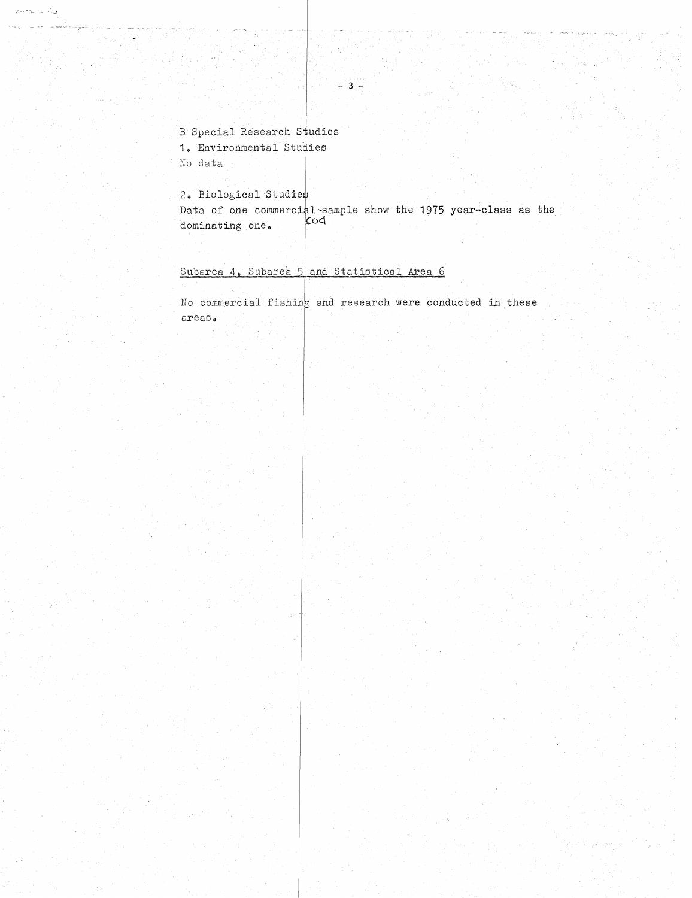B Special Research Studies

1. Environmental Studies

No data

2. Biological Studies

Data of one commercial-sample show the 1975 year-class as the dominating one.
cod

Subarea 4, Subarea 5 and Statistical Area 6

No commercial fishing and research were conducted in these areas.